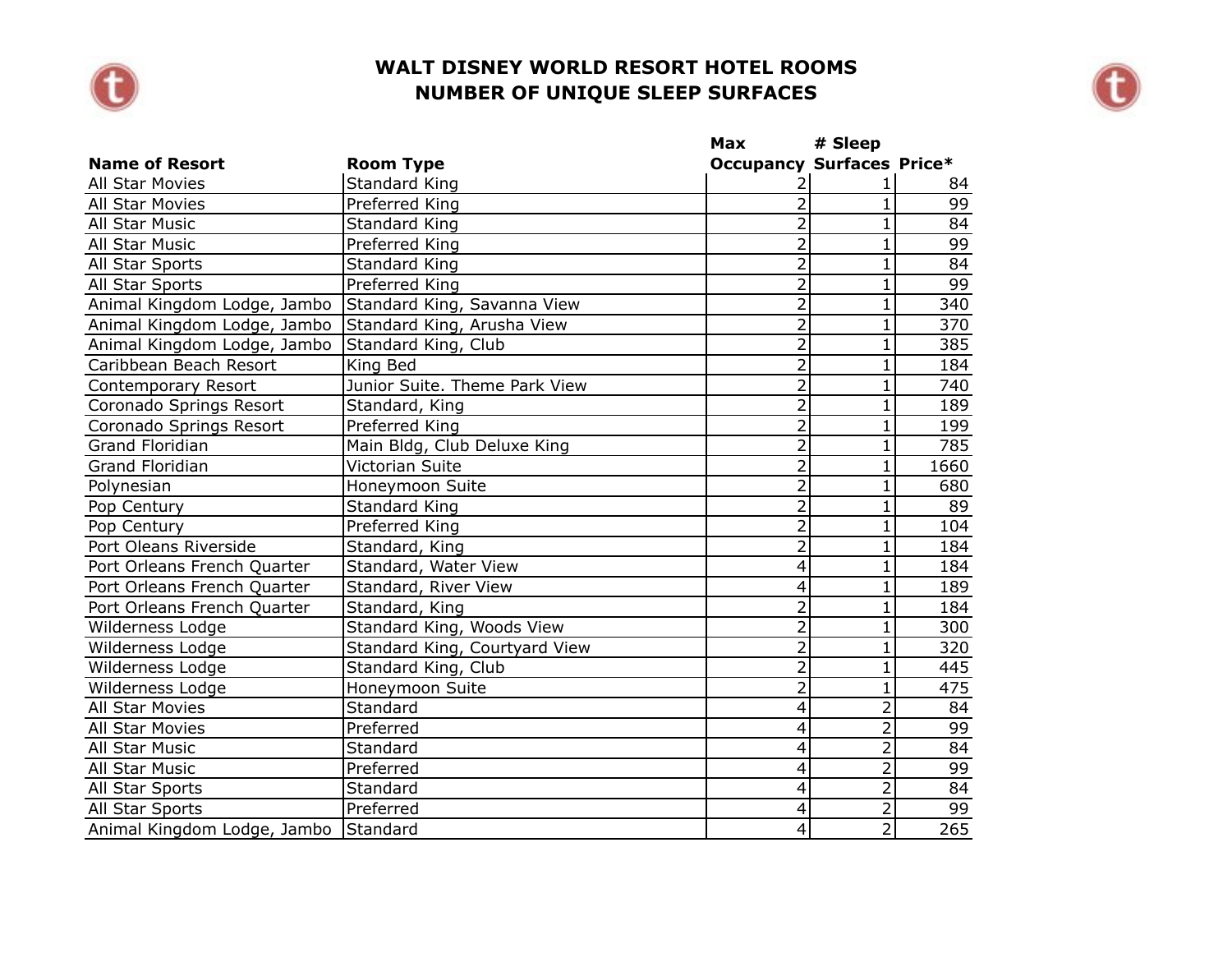# WALT DISNEY WORLD RESORT HOTEL ROOMS
# NUMBER OF UNIQUE SLEEP SURFACES

| Name of Resort | Room Type | Max Occupancy | # Sleep Surfaces | Price* |
|---|---|---|---|---|
| All Star Movies | Standard King | 2 | 1 | 84 |
| All Star Movies | Preferred King | 2 | 1 | 99 |
| All Star Music | Standard King | 2 | 1 | 84 |
| All Star Music | Preferred King | 2 | 1 | 99 |
| All Star Sports | Standard King | 2 | 1 | 84 |
| All Star Sports | Preferred King | 2 | 1 | 99 |
| Animal Kingdom Lodge, Jambo | Standard King, Savanna View | 2 | 1 | 340 |
| Animal Kingdom Lodge, Jambo | Standard King, Arusha View | 2 | 1 | 370 |
| Animal Kingdom Lodge, Jambo | Standard King, Club | 2 | 1 | 385 |
| Caribbean Beach Resort | King Bed | 2 | 1 | 184 |
| Contemporary Resort | Junior Suite. Theme Park View | 2 | 1 | 740 |
| Coronado Springs Resort | Standard, King | 2 | 1 | 189 |
| Coronado Springs Resort | Preferred King | 2 | 1 | 199 |
| Grand Floridian | Main Bldg, Club Deluxe King | 2 | 1 | 785 |
| Grand Floridian | Victorian Suite | 2 | 1 | 1660 |
| Polynesian | Honeymoon Suite | 2 | 1 | 680 |
| Pop Century | Standard King | 2 | 1 | 89 |
| Pop Century | Preferred King | 2 | 1 | 104 |
| Port Oleans Riverside | Standard, King | 2 | 1 | 184 |
| Port Orleans French Quarter | Standard, Water View | 4 | 1 | 184 |
| Port Orleans French Quarter | Standard, River View | 4 | 1 | 189 |
| Port Orleans French Quarter | Standard, King | 2 | 1 | 184 |
| Wilderness Lodge | Standard King, Woods View | 2 | 1 | 300 |
| Wilderness Lodge | Standard King, Courtyard View | 2 | 1 | 320 |
| Wilderness Lodge | Standard King, Club | 2 | 1 | 445 |
| Wilderness Lodge | Honeymoon Suite | 2 | 1 | 475 |
| All Star Movies | Standard | 4 | 2 | 84 |
| All Star Movies | Preferred | 4 | 2 | 99 |
| All Star Music | Standard | 4 | 2 | 84 |
| All Star Music | Preferred | 4 | 2 | 99 |
| All Star Sports | Standard | 4 | 2 | 84 |
| All Star Sports | Preferred | 4 | 2 | 99 |
| Animal Kingdom Lodge, Jambo | Standard | 4 | 2 | 265 |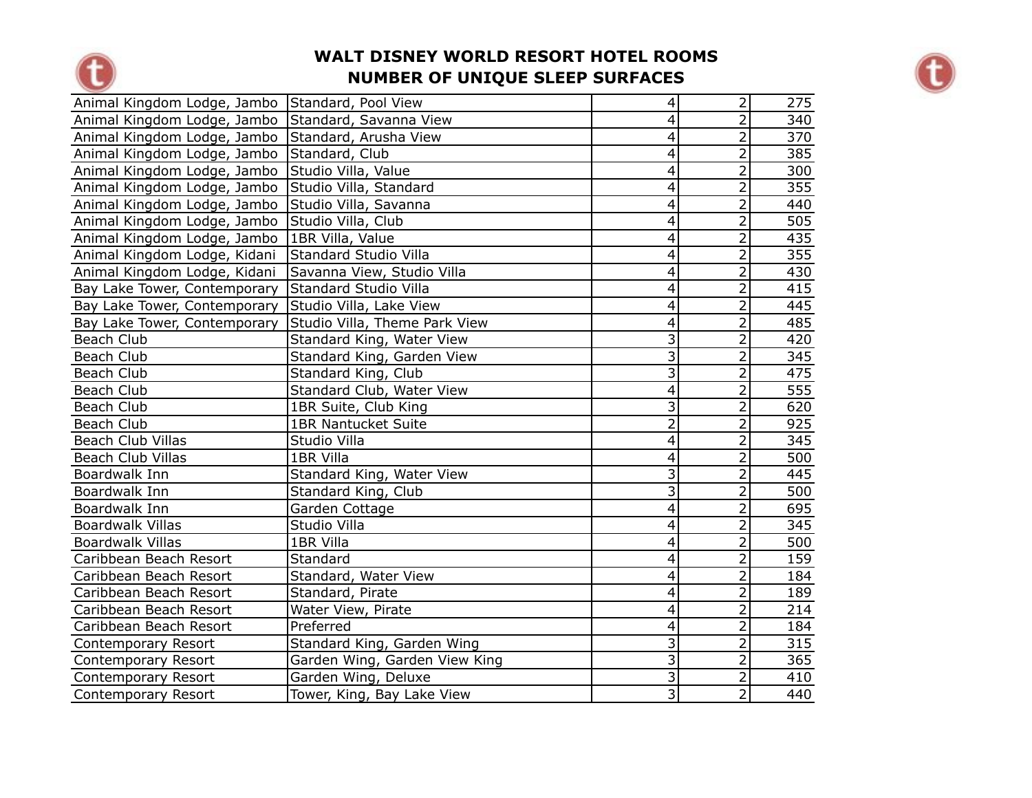# WALT DISNEY WORLD RESORT HOTEL ROOMS
# NUMBER OF UNIQUE SLEEP SURFACES

| | | | | |
|---|---|---|---|---|
| Animal Kingdom Lodge, Jambo | Standard, Pool View | 4 | 2 | 275 |
| Animal Kingdom Lodge, Jambo | Standard, Savanna View | 4 | 2 | 340 |
| Animal Kingdom Lodge, Jambo | Standard, Arusha View | 4 | 2 | 370 |
| Animal Kingdom Lodge, Jambo | Standard, Club | 4 | 2 | 385 |
| Animal Kingdom Lodge, Jambo | Studio Villa, Value | 4 | 2 | 300 |
| Animal Kingdom Lodge, Jambo | Studio Villa, Standard | 4 | 2 | 355 |
| Animal Kingdom Lodge, Jambo | Studio Villa, Savanna | 4 | 2 | 440 |
| Animal Kingdom Lodge, Jambo | Studio Villa, Club | 4 | 2 | 505 |
| Animal Kingdom Lodge, Jambo | 1BR Villa, Value | 4 | 2 | 435 |
| Animal Kingdom Lodge, Kidani | Standard Studio Villa | 4 | 2 | 355 |
| Animal Kingdom Lodge, Kidani | Savanna View, Studio Villa | 4 | 2 | 430 |
| Bay Lake Tower, Contemporary | Standard Studio Villa | 4 | 2 | 415 |
| Bay Lake Tower, Contemporary | Studio Villa, Lake View | 4 | 2 | 445 |
| Bay Lake Tower, Contemporary | Studio Villa, Theme Park View | 4 | 2 | 485 |
| Beach Club | Standard King, Water View | 3 | 2 | 420 |
| Beach Club | Standard King, Garden View | 3 | 2 | 345 |
| Beach Club | Standard King, Club | 3 | 2 | 475 |
| Beach Club | Standard Club, Water View | 4 | 2 | 555 |
| Beach Club | 1BR Suite, Club King | 3 | 2 | 620 |
| Beach Club | 1BR Nantucket Suite | 2 | 2 | 925 |
| Beach Club Villas | Studio Villa | 4 | 2 | 345 |
| Beach Club Villas | 1BR Villa | 4 | 2 | 500 |
| Boardwalk Inn | Standard King, Water View | 3 | 2 | 445 |
| Boardwalk Inn | Standard King, Club | 3 | 2 | 500 |
| Boardwalk Inn | Garden Cottage | 4 | 2 | 695 |
| Boardwalk Villas | Studio Villa | 4 | 2 | 345 |
| Boardwalk Villas | 1BR Villa | 4 | 2 | 500 |
| Caribbean Beach Resort | Standard | 4 | 2 | 159 |
| Caribbean Beach Resort | Standard, Water View | 4 | 2 | 184 |
| Caribbean Beach Resort | Standard, Pirate | 4 | 2 | 189 |
| Caribbean Beach Resort | Water View, Pirate | 4 | 2 | 214 |
| Caribbean Beach Resort | Preferred | 4 | 2 | 184 |
| Contemporary Resort | Standard King, Garden Wing | 3 | 2 | 315 |
| Contemporary Resort | Garden Wing, Garden View King | 3 | 2 | 365 |
| Contemporary Resort | Garden Wing, Deluxe | 3 | 2 | 410 |
| Contemporary Resort | Tower, King, Bay Lake View | 3 | 2 | 440 |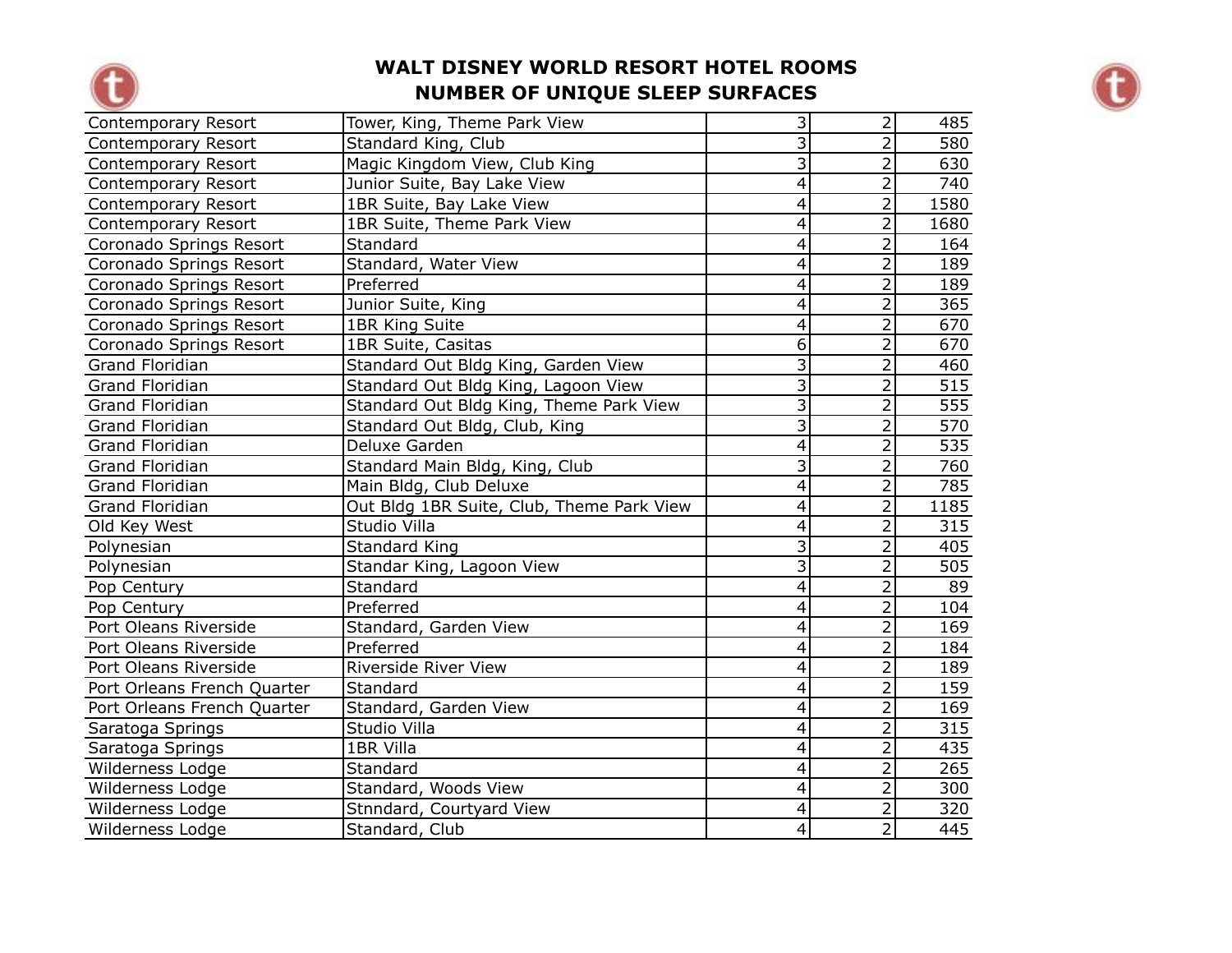# WALT DISNEY WORLD RESORT HOTEL ROOMS
# NUMBER OF UNIQUE SLEEP SURFACES

| | | | | |
|---|---|---|---|---|
| Contemporary Resort | Tower, King, Theme Park View | 3 | 2 | 485 |
| Contemporary Resort | Standard King, Club | 3 | 2 | 580 |
| Contemporary Resort | Magic Kingdom View, Club King | 3 | 2 | 630 |
| Contemporary Resort | Junior Suite, Bay Lake View | 4 | 2 | 740 |
| Contemporary Resort | 1BR Suite, Bay Lake View | 4 | 2 | 1580 |
| Contemporary Resort | 1BR Suite, Theme Park View | 4 | 2 | 1680 |
| Coronado Springs Resort | Standard | 4 | 2 | 164 |
| Coronado Springs Resort | Standard, Water View | 4 | 2 | 189 |
| Coronado Springs Resort | Preferred | 4 | 2 | 189 |
| Coronado Springs Resort | Junior Suite, King | 4 | 2 | 365 |
| Coronado Springs Resort | 1BR King Suite | 4 | 2 | 670 |
| Coronado Springs Resort | 1BR Suite, Casitas | 6 | 2 | 670 |
| Grand Floridian | Standard Out Bldg King, Garden View | 3 | 2 | 460 |
| Grand Floridian | Standard Out Bldg King, Lagoon View | 3 | 2 | 515 |
| Grand Floridian | Standard Out Bldg King, Theme Park View | 3 | 2 | 555 |
| Grand Floridian | Standard Out Bldg, Club, King | 3 | 2 | 570 |
| Grand Floridian | Deluxe Garden | 4 | 2 | 535 |
| Grand Floridian | Standard Main Bldg, King, Club | 3 | 2 | 760 |
| Grand Floridian | Main Bldg, Club Deluxe | 4 | 2 | 785 |
| Grand Floridian | Out Bldg 1BR Suite, Club, Theme Park View | 4 | 2 | 1185 |
| Old Key West | Studio Villa | 4 | 2 | 315 |
| Polynesian | Standard King | 3 | 2 | 405 |
| Polynesian | Standar King, Lagoon View | 3 | 2 | 505 |
| Pop Century | Standard | 4 | 2 | 89 |
| Pop Century | Preferred | 4 | 2 | 104 |
| Port Oleans Riverside | Standard, Garden View | 4 | 2 | 169 |
| Port Oleans Riverside | Preferred | 4 | 2 | 184 |
| Port Oleans Riverside | Riverside River View | 4 | 2 | 189 |
| Port Orleans French Quarter | Standard | 4 | 2 | 159 |
| Port Orleans French Quarter | Standard, Garden View | 4 | 2 | 169 |
| Saratoga Springs | Studio Villa | 4 | 2 | 315 |
| Saratoga Springs | 1BR Villa | 4 | 2 | 435 |
| Wilderness Lodge | Standard | 4 | 2 | 265 |
| Wilderness Lodge | Standard, Woods View | 4 | 2 | 300 |
| Wilderness Lodge | Stnndard, Courtyard View | 4 | 2 | 320 |
| Wilderness Lodge | Standard, Club | 4 | 2 | 445 |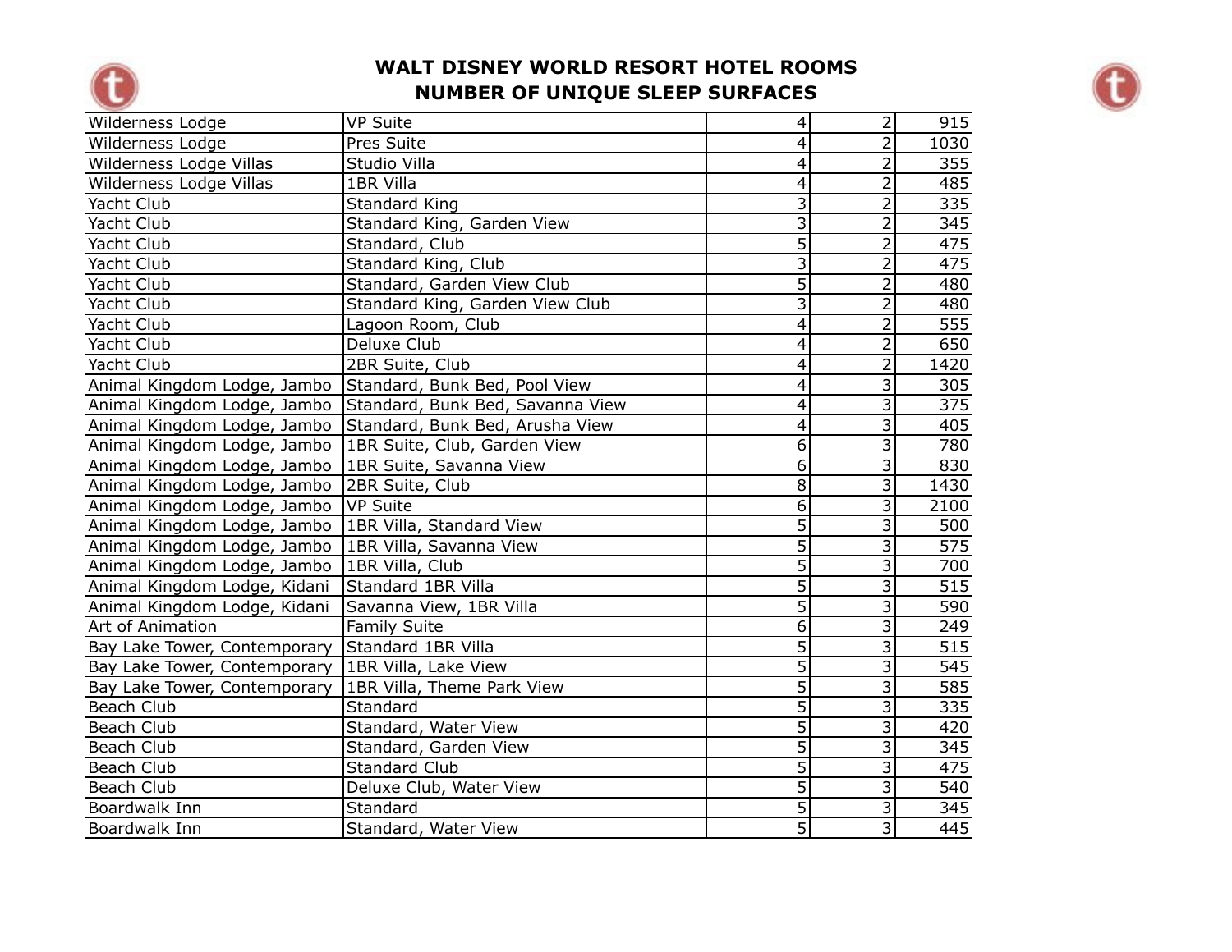# WALT DISNEY WORLD RESORT HOTEL ROOMS
## NUMBER OF UNIQUE SLEEP SURFACES

| | | | | |
|---|---|---|---|---|
| Wilderness Lodge | VP Suite | 4 | 2 | 915 |
| Wilderness Lodge | Pres Suite | 4 | 2 | 1030 |
| Wilderness Lodge Villas | Studio Villa | 4 | 2 | 355 |
| Wilderness Lodge Villas | 1BR Villa | 4 | 2 | 485 |
| Yacht Club | Standard King | 3 | 2 | 335 |
| Yacht Club | Standard King, Garden View | 3 | 2 | 345 |
| Yacht Club | Standard, Club | 5 | 2 | 475 |
| Yacht Club | Standard King, Club | 3 | 2 | 475 |
| Yacht Club | Standard, Garden View Club | 5 | 2 | 480 |
| Yacht Club | Standard King, Garden View Club | 3 | 2 | 480 |
| Yacht Club | Lagoon Room, Club | 4 | 2 | 555 |
| Yacht Club | Deluxe Club | 4 | 2 | 650 |
| Yacht Club | 2BR Suite, Club | 4 | 2 | 1420 |
| Animal Kingdom Lodge, Jambo | Standard, Bunk Bed, Pool View | 4 | 3 | 305 |
| Animal Kingdom Lodge, Jambo | Standard, Bunk Bed, Savanna View | 4 | 3 | 375 |
| Animal Kingdom Lodge, Jambo | Standard, Bunk Bed, Arusha View | 4 | 3 | 405 |
| Animal Kingdom Lodge, Jambo | 1BR Suite, Club, Garden View | 6 | 3 | 780 |
| Animal Kingdom Lodge, Jambo | 1BR Suite, Savanna View | 6 | 3 | 830 |
| Animal Kingdom Lodge, Jambo | 2BR Suite, Club | 8 | 3 | 1430 |
| Animal Kingdom Lodge, Jambo | VP Suite | 6 | 3 | 2100 |
| Animal Kingdom Lodge, Jambo | 1BR Villa, Standard View | 5 | 3 | 500 |
| Animal Kingdom Lodge, Jambo | 1BR Villa, Savanna View | 5 | 3 | 575 |
| Animal Kingdom Lodge, Jambo | 1BR Villa, Club | 5 | 3 | 700 |
| Animal Kingdom Lodge, Kidani | Standard 1BR Villa | 5 | 3 | 515 |
| Animal Kingdom Lodge, Kidani | Savanna View, 1BR Villa | 5 | 3 | 590 |
| Art of Animation | Family Suite | 6 | 3 | 249 |
| Bay Lake Tower, Contemporary | Standard 1BR Villa | 5 | 3 | 515 |
| Bay Lake Tower, Contemporary | 1BR Villa, Lake View | 5 | 3 | 545 |
| Bay Lake Tower, Contemporary | 1BR Villa, Theme Park View | 5 | 3 | 585 |
| Beach Club | Standard | 5 | 3 | 335 |
| Beach Club | Standard, Water View | 5 | 3 | 420 |
| Beach Club | Standard, Garden View | 5 | 3 | 345 |
| Beach Club | Standard Club | 5 | 3 | 475 |
| Beach Club | Deluxe Club, Water View | 5 | 3 | 540 |
| Boardwalk Inn | Standard | 5 | 3 | 345 |
| Boardwalk Inn | Standard, Water View | 5 | 3 | 445 |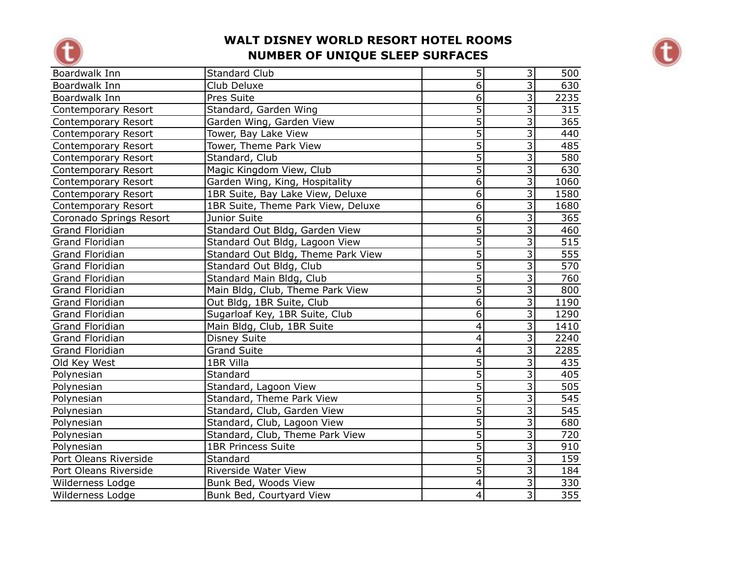# WALT DISNEY WORLD RESORT HOTEL ROOMS
## NUMBER OF UNIQUE SLEEP SURFACES

| | | | | |
|---|---|---|---|---|
| Boardwalk Inn | Standard Club | 5 | 3 | 500 |
| Boardwalk Inn | Club Deluxe | 6 | 3 | 630 |
| Boardwalk Inn | Pres Suite | 6 | 3 | 2235 |
| Contemporary Resort | Standard, Garden Wing | 5 | 3 | 315 |
| Contemporary Resort | Garden Wing, Garden View | 5 | 3 | 365 |
| Contemporary Resort | Tower, Bay Lake View | 5 | 3 | 440 |
| Contemporary Resort | Tower, Theme Park View | 5 | 3 | 485 |
| Contemporary Resort | Standard, Club | 5 | 3 | 580 |
| Contemporary Resort | Magic Kingdom View, Club | 5 | 3 | 630 |
| Contemporary Resort | Garden Wing, King, Hospitality | 6 | 3 | 1060 |
| Contemporary Resort | 1BR Suite, Bay Lake View, Deluxe | 6 | 3 | 1580 |
| Contemporary Resort | 1BR Suite, Theme Park View, Deluxe | 6 | 3 | 1680 |
| Coronado Springs Resort | Junior Suite | 6 | 3 | 365 |
| Grand Floridian | Standard Out Bldg, Garden View | 5 | 3 | 460 |
| Grand Floridian | Standard Out Bldg, Lagoon View | 5 | 3 | 515 |
| Grand Floridian | Standard Out Bldg, Theme Park View | 5 | 3 | 555 |
| Grand Floridian | Standard Out Bldg, Club | 5 | 3 | 570 |
| Grand Floridian | Standard Main Bldg, Club | 5 | 3 | 760 |
| Grand Floridian | Main Bldg, Club, Theme Park View | 5 | 3 | 800 |
| Grand Floridian | Out Bldg, 1BR Suite, Club | 6 | 3 | 1190 |
| Grand Floridian | Sugarloaf Key, 1BR Suite, Club | 6 | 3 | 1290 |
| Grand Floridian | Main Bldg, Club, 1BR Suite | 4 | 3 | 1410 |
| Grand Floridian | Disney Suite | 4 | 3 | 2240 |
| Grand Floridian | Grand Suite | 4 | 3 | 2285 |
| Old Key West | 1BR Villa | 5 | 3 | 435 |
| Polynesian | Standard | 5 | 3 | 405 |
| Polynesian | Standard, Lagoon View | 5 | 3 | 505 |
| Polynesian | Standard, Theme Park View | 5 | 3 | 545 |
| Polynesian | Standard, Club, Garden View | 5 | 3 | 545 |
| Polynesian | Standard, Club, Lagoon View | 5 | 3 | 680 |
| Polynesian | Standard, Club, Theme Park View | 5 | 3 | 720 |
| Polynesian | 1BR Princess Suite | 5 | 3 | 910 |
| Port Oleans Riverside | Standard | 5 | 3 | 159 |
| Port Oleans Riverside | Riverside Water View | 5 | 3 | 184 |
| Wilderness Lodge | Bunk Bed, Woods View | 4 | 3 | 330 |
| Wilderness Lodge | Bunk Bed, Courtyard View | 4 | 3 | 355 |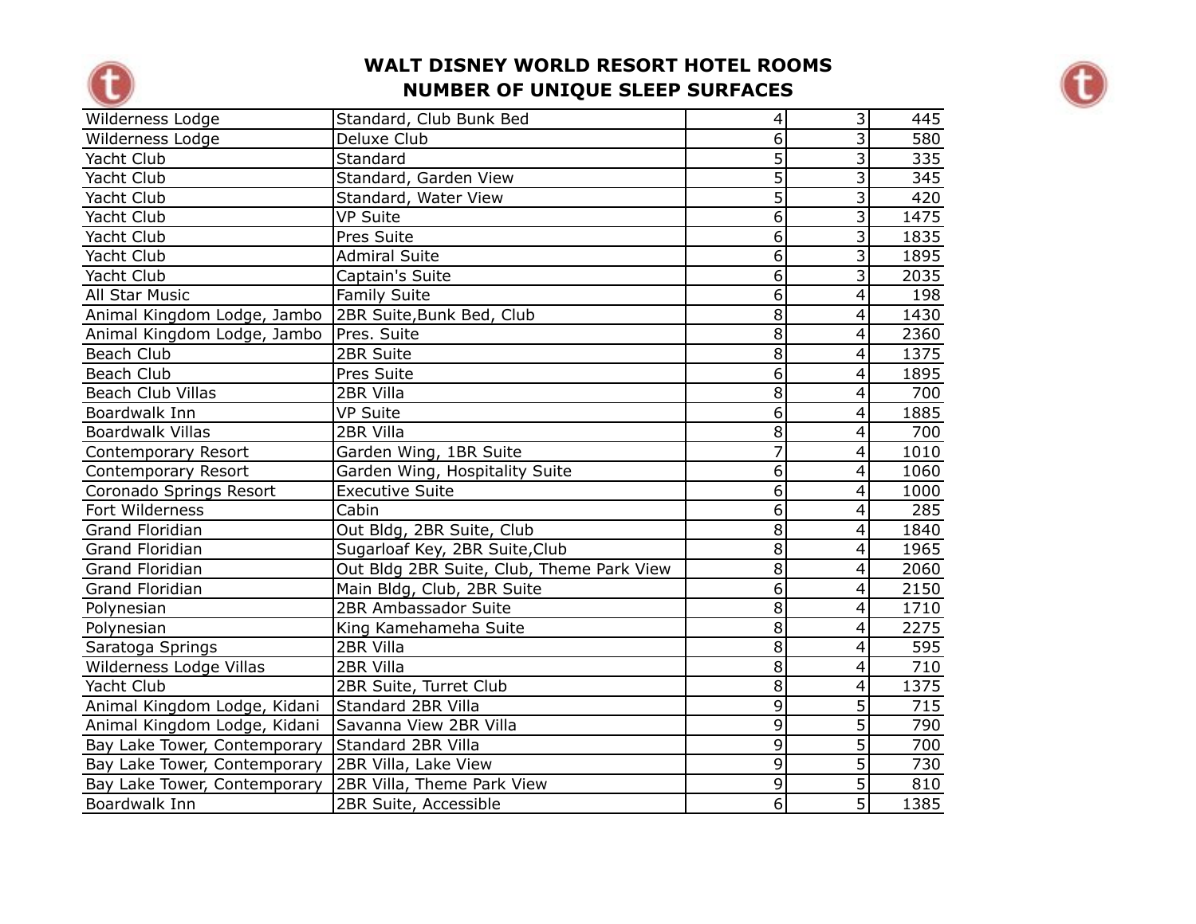# WALT DISNEY WORLD RESORT HOTEL ROOMS
# NUMBER OF UNIQUE SLEEP SURFACES

| | | | | |
|---|---|---|---|---|
| Wilderness Lodge | Standard, Club Bunk Bed | 4 | 3 | 445 |
| Wilderness Lodge | Deluxe Club | 6 | 3 | 580 |
| Yacht Club | Standard | 5 | 3 | 335 |
| Yacht Club | Standard, Garden View | 5 | 3 | 345 |
| Yacht Club | Standard, Water View | 5 | 3 | 420 |
| Yacht Club | VP Suite | 6 | 3 | 1475 |
| Yacht Club | Pres Suite | 6 | 3 | 1835 |
| Yacht Club | Admiral Suite | 6 | 3 | 1895 |
| Yacht Club | Captain's Suite | 6 | 3 | 2035 |
| All Star Music | Family Suite | 6 | 4 | 198 |
| Animal Kingdom Lodge, Jambo | 2BR Suite,Bunk Bed, Club | 8 | 4 | 1430 |
| Animal Kingdom Lodge, Jambo | Pres. Suite | 8 | 4 | 2360 |
| Beach Club | 2BR Suite | 8 | 4 | 1375 |
| Beach Club | Pres Suite | 6 | 4 | 1895 |
| Beach Club Villas | 2BR Villa | 8 | 4 | 700 |
| Boardwalk Inn | VP Suite | 6 | 4 | 1885 |
| Boardwalk Villas | 2BR Villa | 8 | 4 | 700 |
| Contemporary Resort | Garden Wing, 1BR Suite | 7 | 4 | 1010 |
| Contemporary Resort | Garden Wing, Hospitality Suite | 6 | 4 | 1060 |
| Coronado Springs Resort | Executive Suite | 6 | 4 | 1000 |
| Fort Wilderness | Cabin | 6 | 4 | 285 |
| Grand Floridian | Out Bldg, 2BR Suite, Club | 8 | 4 | 1840 |
| Grand Floridian | Sugarloaf Key, 2BR Suite,Club | 8 | 4 | 1965 |
| Grand Floridian | Out Bldg 2BR Suite, Club, Theme Park View | 8 | 4 | 2060 |
| Grand Floridian | Main Bldg, Club, 2BR Suite | 6 | 4 | 2150 |
| Polynesian | 2BR Ambassador Suite | 8 | 4 | 1710 |
| Polynesian | King Kamehameha Suite | 8 | 4 | 2275 |
| Saratoga Springs | 2BR Villa | 8 | 4 | 595 |
| Wilderness Lodge Villas | 2BR Villa | 8 | 4 | 710 |
| Yacht Club | 2BR Suite, Turret Club | 8 | 4 | 1375 |
| Animal Kingdom Lodge, Kidani | Standard 2BR Villa | 9 | 5 | 715 |
| Animal Kingdom Lodge, Kidani | Savanna View 2BR Villa | 9 | 5 | 790 |
| Bay Lake Tower, Contemporary | Standard 2BR Villa | 9 | 5 | 700 |
| Bay Lake Tower, Contemporary | 2BR Villa, Lake View | 9 | 5 | 730 |
| Bay Lake Tower, Contemporary | 2BR Villa, Theme Park View | 9 | 5 | 810 |
| Boardwalk Inn | 2BR Suite, Accessible | 6 | 5 | 1385 |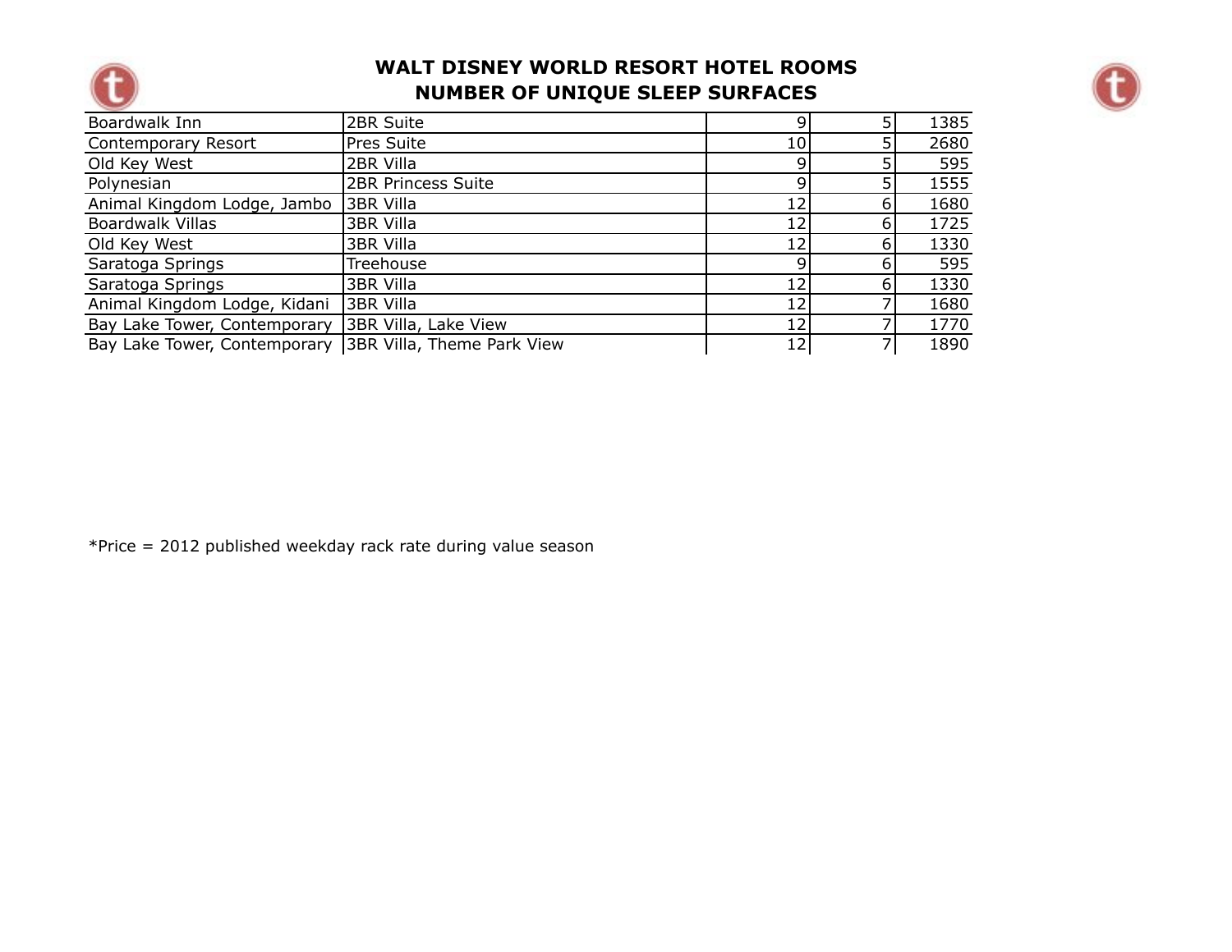# WALT DISNEY WORLD RESORT HOTEL ROOMS
## NUMBER OF UNIQUE SLEEP SURFACES

| | | | | |
|---|---|---|---|---|
| Boardwalk Inn | 2BR Suite | 9 | 5 | 1385 |
| Contemporary Resort | Pres Suite | 10 | 5 | 2680 |
| Old Key West | 2BR Villa | 9 | 5 | 595 |
| Polynesian | 2BR Princess Suite | 9 | 5 | 1555 |
| Animal Kingdom Lodge, Jambo | 3BR Villa | 12 | 6 | 1680 |
| Boardwalk Villas | 3BR Villa | 12 | 6 | 1725 |
| Old Key West | 3BR Villa | 12 | 6 | 1330 |
| Saratoga Springs | Treehouse | 9 | 6 | 595 |
| Saratoga Springs | 3BR Villa | 12 | 6 | 1330 |
| Animal Kingdom Lodge, Kidani | 3BR Villa | 12 | 7 | 1680 |
| Bay Lake Tower, Contemporary | 3BR Villa, Lake View | 12 | 7 | 1770 |
| Bay Lake Tower, Contemporary | 3BR Villa, Theme Park View | 12 | 7 | 1890 |

*Price = 2012 published weekday rack rate during value season